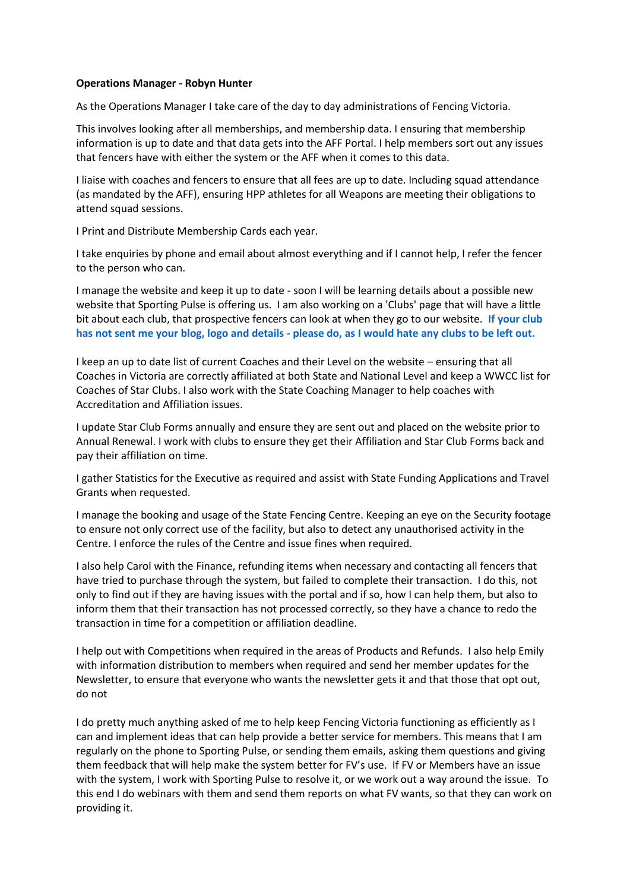**Operations Manager - Robyn Hunter**

As the Operations Manager I take care of the day to day administrations of Fencing Victoria.

This involves looking after all memberships, and membership data. I ensuring that membership information is up to date and that data gets into the AFF Portal. I help members sort out any issues that fencers have with either the system or the AFF when it comes to this data.

I liaise with coaches and fencers to ensure that all fees are up to date. Including squad attendance (as mandated by the AFF), ensuring HPP athletes for all Weapons are meeting their obligations to attend squad sessions.

I Print and Distribute Membership Cards each year.

I take enquiries by phone and email about almost everything and if I cannot help, I refer the fencer to the person who can.

I manage the website and keep it up to date - soon I will be learning details about a possible new website that Sporting Pulse is offering us. I am also working on a 'Clubs' page that will have a little bit about each club, that prospective fencers can look at when they go to our website. **If your club has not sent me your blog, logo and details - please do, as I would hate any clubs to be left out.**

I keep an up to date list of current Coaches and their Level on the website – ensuring that all Coaches in Victoria are correctly affiliated at both State and National Level and keep a WWCC list for Coaches of Star Clubs. I also work with the State Coaching Manager to help coaches with Accreditation and Affiliation issues.

I update Star Club Forms annually and ensure they are sent out and placed on the website prior to Annual Renewal. I work with clubs to ensure they get their Affiliation and Star Club Forms back and pay their affiliation on time.

I gather Statistics for the Executive as required and assist with State Funding Applications and Travel Grants when requested.

I manage the booking and usage of the State Fencing Centre. Keeping an eye on the Security footage to ensure not only correct use of the facility, but also to detect any unauthorised activity in the Centre. I enforce the rules of the Centre and issue fines when required.

I also help Carol with the Finance, refunding items when necessary and contacting all fencers that have tried to purchase through the system, but failed to complete their transaction. I do this, not only to find out if they are having issues with the portal and if so, how I can help them, but also to inform them that their transaction has not processed correctly, so they have a chance to redo the transaction in time for a competition or affiliation deadline.

I help out with Competitions when required in the areas of Products and Refunds. I also help Emily with information distribution to members when required and send her member updates for the Newsletter, to ensure that everyone who wants the newsletter gets it and that those that opt out, do not

I do pretty much anything asked of me to help keep Fencing Victoria functioning as efficiently as I can and implement ideas that can help provide a better service for members. This means that I am regularly on the phone to Sporting Pulse, or sending them emails, asking them questions and giving them feedback that will help make the system better for FV's use. If FV or Members have an issue with the system, I work with Sporting Pulse to resolve it, or we work out a way around the issue. To this end I do webinars with them and send them reports on what FV wants, so that they can work on providing it.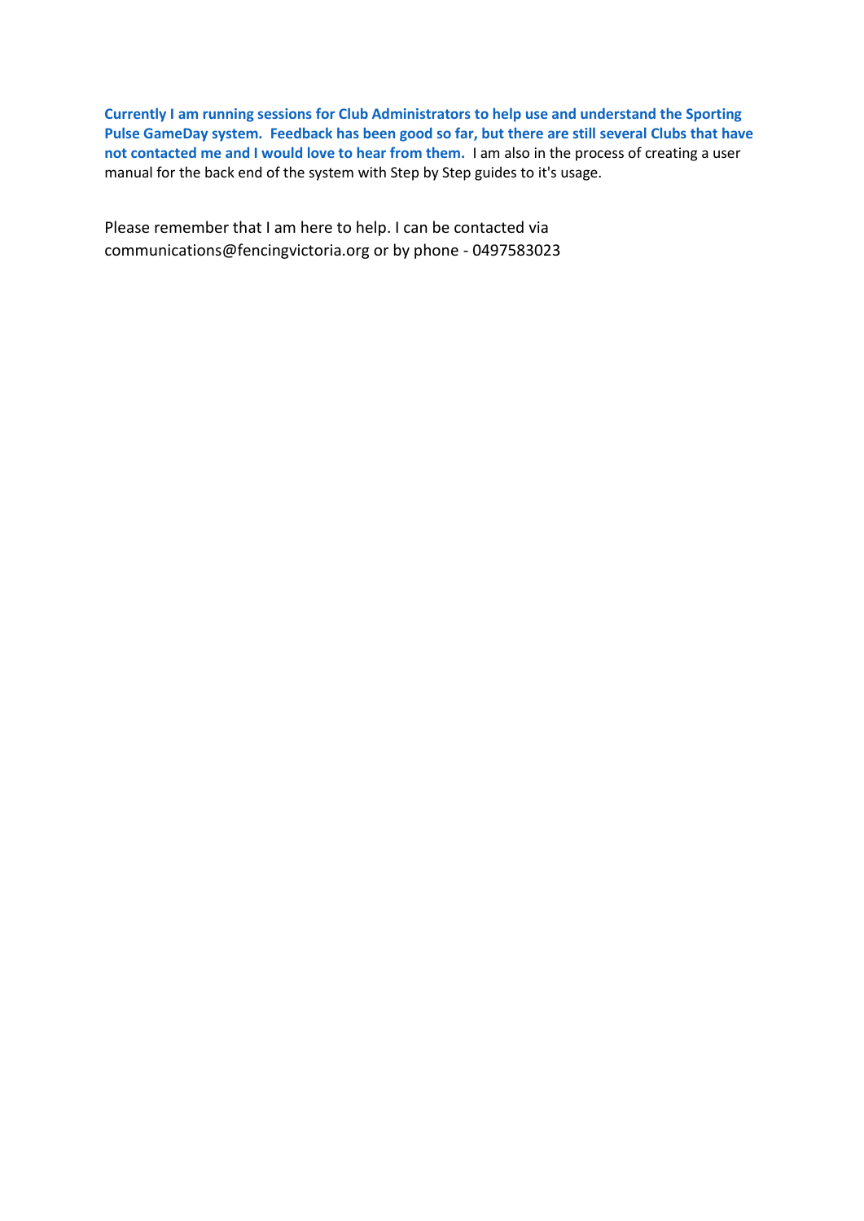**Currently I am running sessions for Club Administrators to help use and understand the Sporting Pulse GameDay system. Feedback has been good so far, but there are still several Clubs that have not contacted me and I would love to hear from them.** I am also in the process of creating a user manual for the back end of the system with Step by Step guides to it's usage.

Please remember that I am here to help. I can be contacted via communications@fencingvictoria.org or by phone - 0497583023